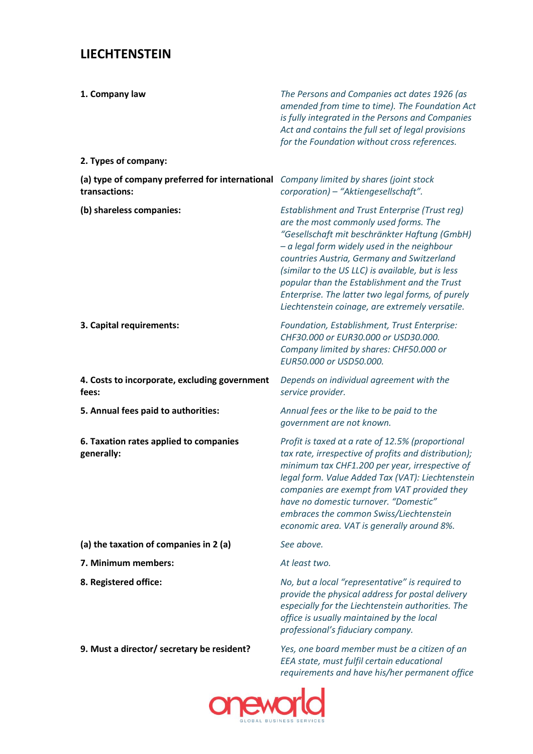# LIECHTENSTEIN

| | |
|---|---|
| **1. Company law** | *The Persons and Companies act dates 1926 (as amended from time to time). The Foundation Act is fully integrated in the Persons and Companies Act and contains the full set of legal provisions for the Foundation without cross references.* |
| **2. Types of company:** | |
| **(a) type of company preferred for international transactions:** | *Company limited by shares (joint stock corporation) – "Aktiengesellschaft".* |
| **(b) shareless companies:** | *Establishment and Trust Enterprise (Trust reg) are the most commonly used forms. The "Gesellschaft mit beschränkter Haftung (GmbH) – a legal form widely used in the neighbour countries Austria, Germany and Switzerland (similar to the US LLC) is available, but is less popular than the Establishment and the Trust Enterprise. The latter two legal forms, of purely Liechtenstein coinage, are extremely versatile.* |
| **3. Capital requirements:** | *Foundation, Establishment, Trust Enterprise: CHF30.000 or EUR30.000 or USD30.000. Company limited by shares: CHF50.000 or EUR50.000 or USD50.000.* |
| **4. Costs to incorporate, excluding government fees:** | *Depends on individual agreement with the service provider.* |
| **5. Annual fees paid to authorities:** | *Annual fees or the like to be paid to the government are not known.* |
| **6. Taxation rates applied to companies generally:** | *Profit is taxed at a rate of 12.5% (proportional tax rate, irrespective of profits and distribution); minimum tax CHF1.200 per year, irrespective of legal form. Value Added Tax (VAT): Liechtenstein companies are exempt from VAT provided they have no domestic turnover. "Domestic" embraces the common Swiss/Liechtenstein economic area. VAT is generally around 8%.* |
| **(a) the taxation of companies in 2 (a)** | *See above.* |
| **7. Minimum members:** | *At least two.* |
| **8. Registered office:** | *No, but a local "representative" is required to provide the physical address for postal delivery especially for the Liechtenstein authorities. The office is usually maintained by the local professional's fiduciary company.* |
| **9. Must a director/ secretary be resident?** | *Yes, one board member must be a citizen of an EEA state, must fulfil certain educational requirements and have his/her permanent office* |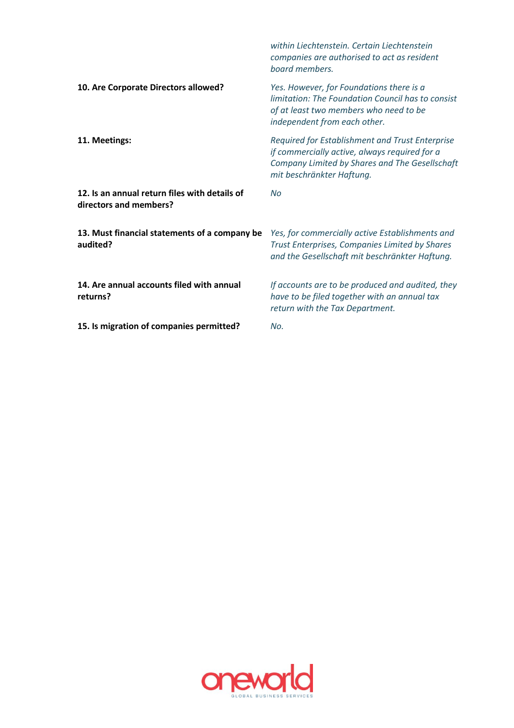| | |
|---|---|
| | *within Liechtenstein. Certain Liechtenstein companies are authorised to act as resident board members.* |
| **10. Are Corporate Directors allowed?** | *Yes. However, for Foundations there is a limitation: The Foundation Council has to consist of at least two members who need to be independent from each other.* |
| **11. Meetings:** | *Required for Establishment and Trust Enterprise if commercially active, always required for a Company Limited by Shares and The Gesellschaft mit beschränkter Haftung.* |
| **12. Is an annual return files with details of directors and members?** | *No* |
| **13. Must financial statements of a company be audited?** | *Yes, for commercially active Establishments and Trust Enterprises, Companies Limited by Shares and the Gesellschaft mit beschränkter Haftung.* |
| **14. Are annual accounts filed with annual returns?** | *If accounts are to be produced and audited, they have to be filed together with an annual tax return with the Tax Department.* |
| **15. Is migration of companies permitted?** | *No.* |